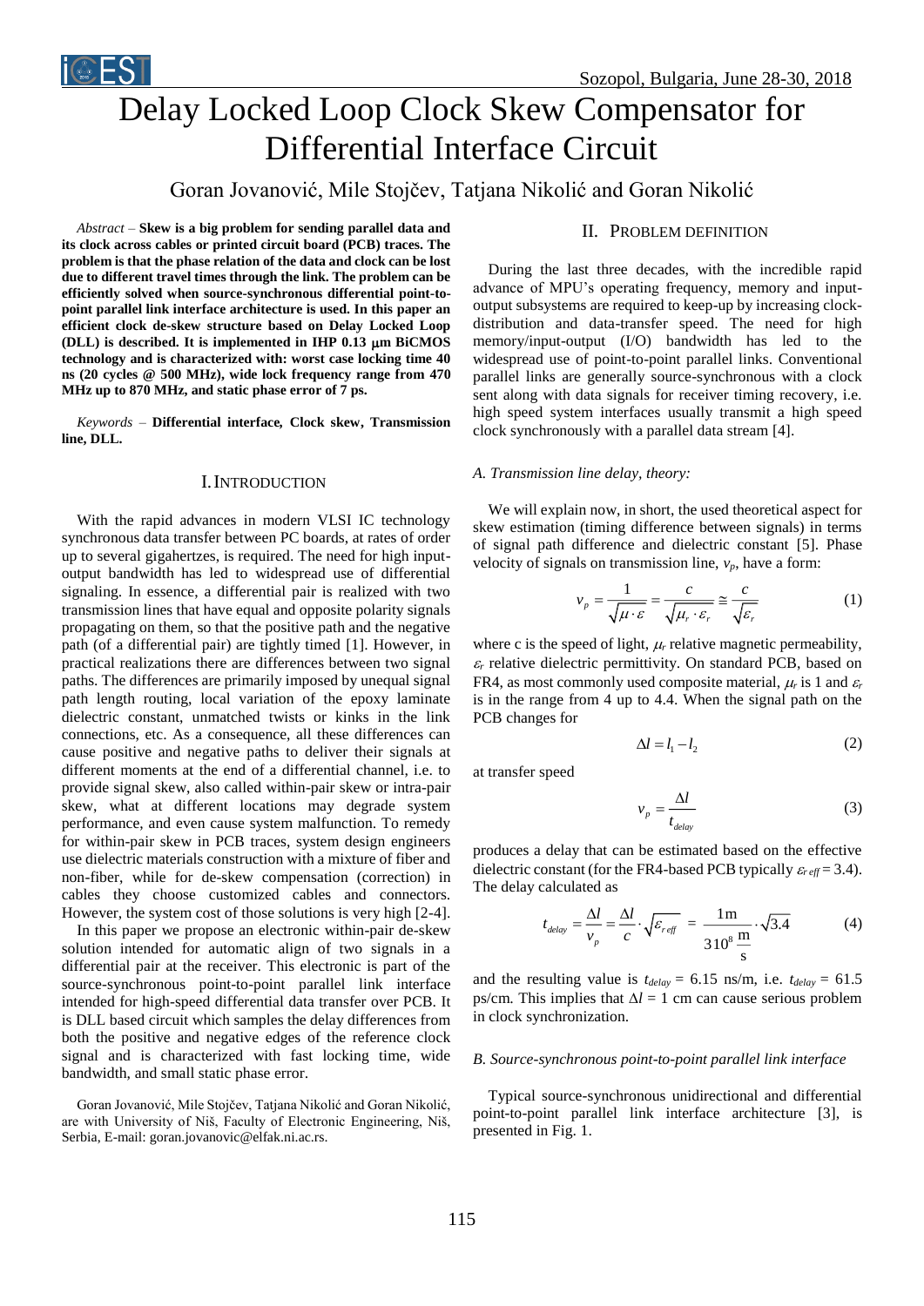# Delay Locked Loop Clock Skew Compensator for Differential Interface Circuit

Goran Jovanović, Mile Stojčev, Tatjana Nikolić and Goran Nikolić

*Abstract* – **Skew is a big problem for sending parallel data and its clock across cables or printed circuit board (PCB) traces. The problem is that the phase relation of the data and clock can be lost due to different travel times through the link. The problem can be efficiently solved when source-synchronous differential point-to-point parallel link interface architecture is used. In this paper an efficient clock de-skew structure based on Delay Locked Loop (DLL) is described. It is implemented in IHP 0.13 μm BiCMOS technology and is characterized with: worst case locking time 40 ns (20 cycles @ 500 MHz), wide lock frequency range from 470 MHz up to 870 MHz, and static phase error of 7 ps.**

*Keywords* – **Differential interface, Clock skew, Transmission line, DLL.**

## I. Introduction

With the rapid advances in modern VLSI IC technology synchronous data transfer between PC boards, at rates of order up to several gigahertzes, is required. The need for high input-output bandwidth has led to widespread use of differential signaling. In essence, a differential pair is realized with two transmission lines that have equal and opposite polarity signals propagating on them, so that the positive path and the negative path (of a differential pair) are tightly timed [1]. However, in practical realizations there are differences between two signal paths. The differences are primarily imposed by unequal signal path length routing, local variation of the epoxy laminate dielectric constant, unmatched twists or kinks in the link connections, etc. As a consequence, all these differences can cause positive and negative paths to deliver their signals at different moments at the end of a differential channel, i.e. to provide signal skew, also called within-pair skew or intra-pair skew, what at different locations may degrade system performance, and even cause system malfunction. To remedy for within-pair skew in PCB traces, system design engineers use dielectric materials construction with a mixture of fiber and non-fiber, while for de-skew compensation (correction) in cables they choose customized cables and connectors. However, the system cost of those solutions is very high [2-4].

In this paper we propose an electronic within-pair de-skew solution intended for automatic align of two signals in a differential pair at the receiver. This electronic is part of the source-synchronous point-to-point parallel link interface intended for high-speed differential data transfer over PCB. It is DLL based circuit which samples the delay differences from both the positive and negative edges of the reference clock signal and is characterized with fast locking time, wide bandwidth, and small static phase error.

Goran Jovanović, Mile Stojčev, Tatjana Nikolić and Goran Nikolić, are with University of Niš, Faculty of Electronic Engineering, Niš, Serbia, E-mail: goran.jovanovic@elfak.ni.ac.rs.

## II. Problem Definition

During the last three decades, with the incredible rapid advance of MPU's operating frequency, memory and input-output subsystems are required to keep-up by increasing clock-distribution and data-transfer speed. The need for high memory/input-output (I/O) bandwidth has led to the widespread use of point-to-point parallel links. Conventional parallel links are generally source-synchronous with a clock sent along with data signals for receiver timing recovery, i.e. high speed system interfaces usually transmit a high speed clock synchronously with a parallel data stream [4].

### *A. Transmission line delay, theory:*

We will explain now, in short, the used theoretical aspect for skew estimation (timing difference between signals) in terms of signal path difference and dielectric constant [5]. Phase velocity of signals on transmission line, $v_p$, have a form:

$$v_p = \frac{1}{\sqrt{\mu \cdot \varepsilon}} = \frac{c}{\sqrt{\mu_r \cdot \varepsilon_r}} \cong \frac{c}{\sqrt{\varepsilon_r}} \tag{1}$$

where c is the speed of light, $\mu_r$ relative magnetic permeability, $\varepsilon_r$ relative dielectric permittivity. On standard PCB, based on FR4, as most commonly used composite material, $\mu_r$ is 1 and $\varepsilon_r$ is in the range from 4 up to 4.4. When the signal path on the PCB changes for

$$\Delta l = l_1 - l_2 \tag{2}$$

at transfer speed

$$v_p = \frac{\Delta l}{t_{delay}} \tag{3}$$

produces a delay that can be estimated based on the effective dielectric constant (for the FR4-based PCB typically $\varepsilon_{r\,eff} = 3.4$). The delay calculated as

$$t_{delay} = \frac{\Delta l}{v_p} = \frac{\Delta l}{c} \cdot \sqrt{\varepsilon_{r\,eff}} = \frac{1\,\text{m}}{3 10^8 \,\frac{\text{m}}{\text{s}}} \cdot \sqrt{3.4} \tag{4}$$

and the resulting value is $t_{delay}$ = 6.15 ns/m, i.e. $t_{delay}$ = 61.5 ps/cm. This implies that $\Delta l$ = 1 cm can cause serious problem in clock synchronization.

### *B. Source-synchronous point-to-point parallel link interface*

Typical source-synchronous unidirectional and differential point-to-point parallel link interface architecture [3], is presented in Fig. 1.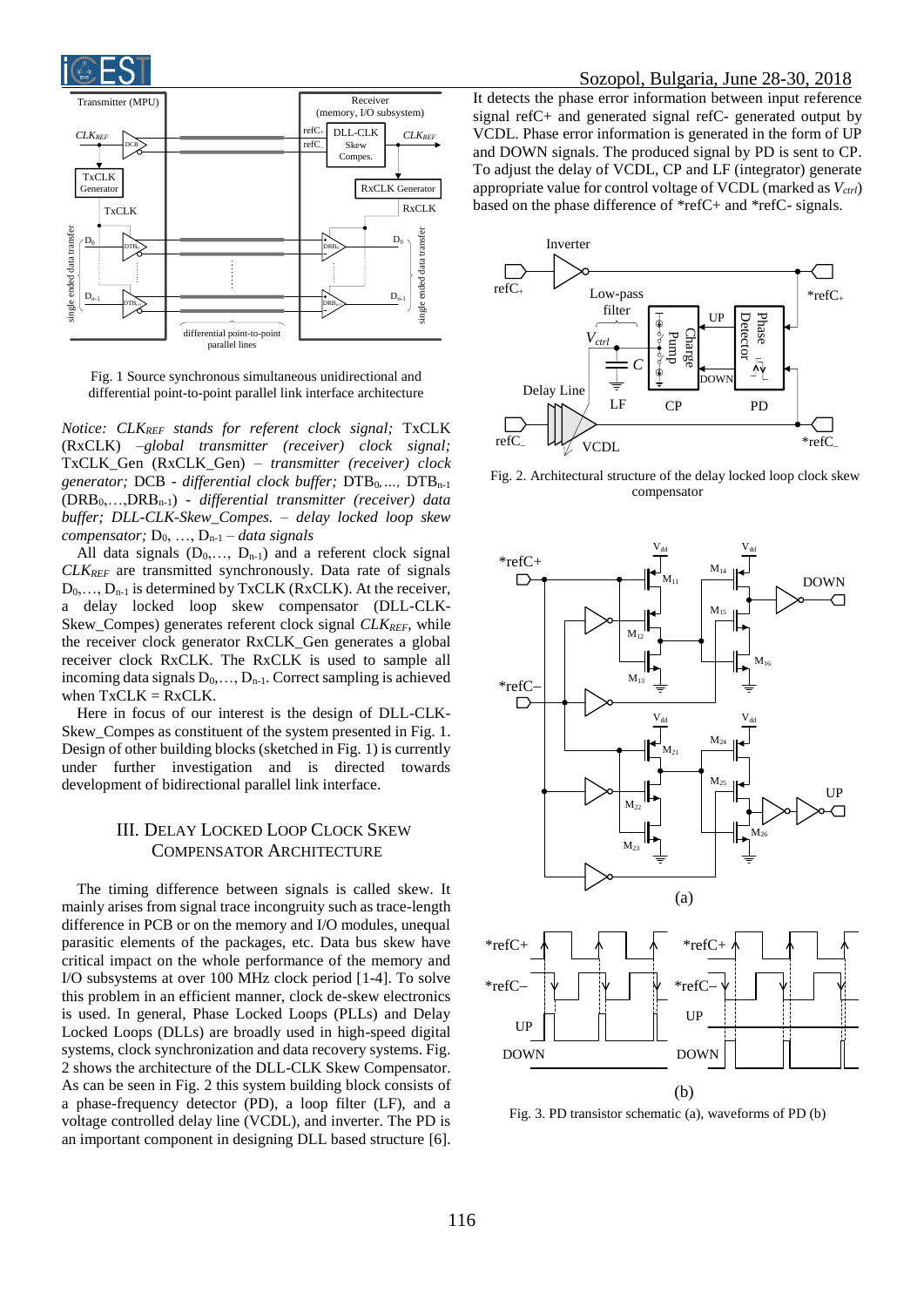Fig. 1 Source synchronous simultaneous unidirectional and differential point-to-point parallel link interface architecture

*Notice: $CLK_{REF}$ stands for referent clock signal;* TxCLK (RxCLK) *–global transmitter (receiver) clock signal;* TxCLK_Gen (RxCLK_Gen) *– transmitter (receiver) clock generator;* DCB *- differential clock buffer;* $DTB_0, ..., DTB_{n-1}$ ($DRB_0, ..., DRB_{n-1}$) *- differential transmitter (receiver) data buffer; DLL-CLK-Skew_Compes. – delay locked loop skew compensator;* $D_0, ..., D_{n-1}$ *– data signals*

All data signals ($D_0, ..., D_{n-1}$) and a referent clock signal $CLK_{REF}$ are transmitted synchronously. Data rate of signals $D_0, ..., D_{n-1}$ is determined by TxCLK (RxCLK). At the receiver, a delay locked loop skew compensator (DLL-CLK-Skew_Compes) generates referent clock signal $CLK_{REF}$, while the receiver clock generator RxCLK_Gen generates a global receiver clock RxCLK. The RxCLK is used to sample all incoming data signals $D_0, ..., D_{n-1}$. Correct sampling is achieved when TxCLK = RxCLK.

Here in focus of our interest is the design of DLL-CLK-Skew_Compes as constituent of the system presented in Fig. 1. Design of other building blocks (sketched in Fig. 1) is currently under further investigation and is directed towards development of bidirectional parallel link interface.

## III. Delay Locked Loop Clock Skew Compensator Architecture

The timing difference between signals is called skew. It mainly arises from signal trace incongruity such as trace-length difference in PCB or on the memory and I/O modules, unequal parasitic elements of the packages, etc. Data bus skew have critical impact on the whole performance of the memory and I/O subsystems at over 100 MHz clock period [1-4]. To solve this problem in an efficient manner, clock de-skew electronics is used. In general, Phase Locked Loops (PLLs) and Delay Locked Loops (DLLs) are broadly used in high-speed digital systems, clock synchronization and data recovery systems. Fig. 2 shows the architecture of the DLL-CLK Skew Compensator. As can be seen in Fig. 2 this system building block consists of a phase-frequency detector (PD), a loop filter (LF), and a voltage controlled delay line (VCDL), and inverter. The PD is an important component in designing DLL based structure [6]. It detects the phase error information between input reference signal refC+ and generated signal refC- generated output by VCDL. Phase error information is generated in the form of UP and DOWN signals. The produced signal by PD is sent to CP. To adjust the delay of VCDL, CP and LF (integrator) generate appropriate value for control voltage of VCDL (marked as $V_{ctrl}$) based on the phase difference of *refC+ and *refC- signals.

Fig. 2. Architectural structure of the delay locked loop clock skew compensator

(a)

(b)

Fig. 3. PD transistor schematic (a), waveforms of PD (b)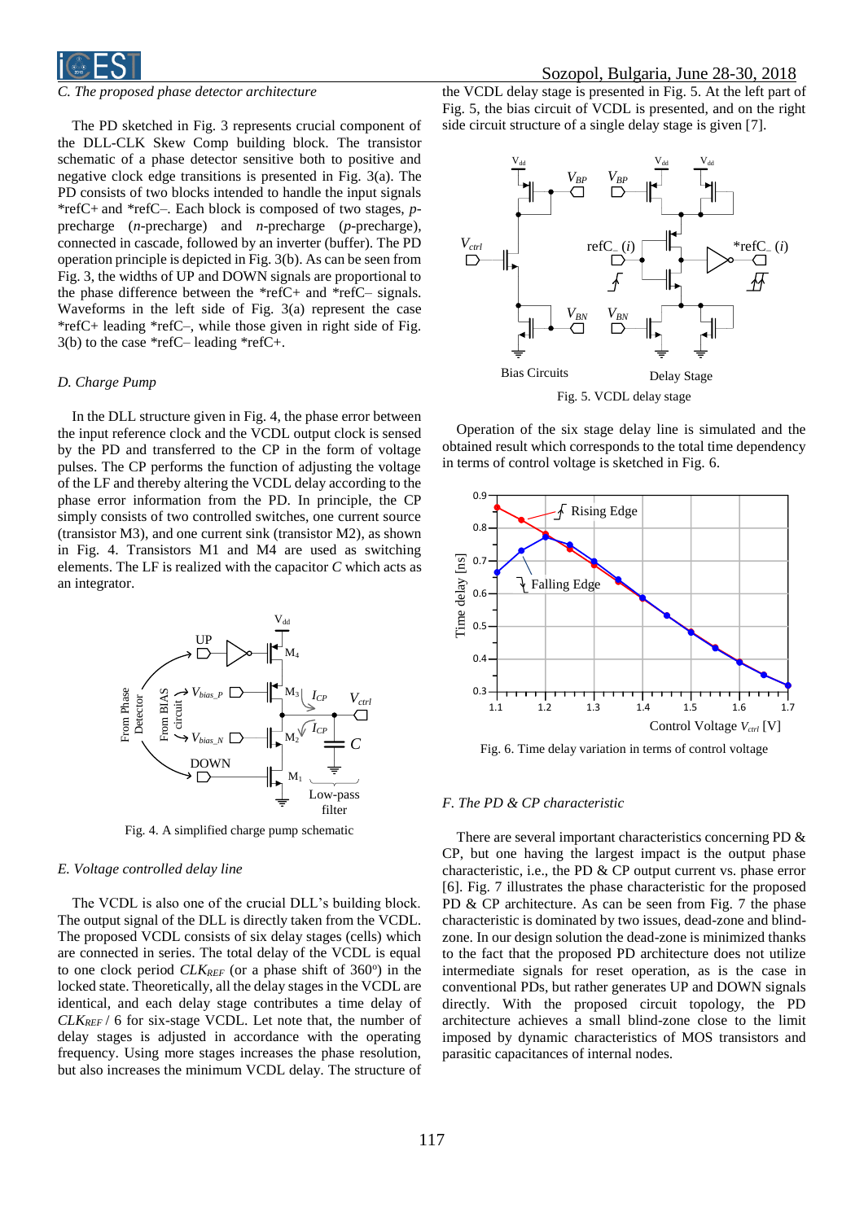### C. The proposed phase detector architecture

The PD sketched in Fig. 3 represents crucial component of the DLL-CLK Skew Comp building block. The transistor schematic of a phase detector sensitive both to positive and negative clock edge transitions is presented in Fig. 3(a). The PD consists of two blocks intended to handle the input signals *refC+ and *refC–. Each block is composed of two stages, *p*-precharge (*n*-precharge) and *n*-precharge (*p*-precharge), connected in cascade, followed by an inverter (buffer). The PD operation principle is depicted in Fig. 3(b). As can be seen from Fig. 3, the widths of UP and DOWN signals are proportional to the phase difference between the *refC+ and *refC– signals. Waveforms in the left side of Fig. 3(a) represent the case *refC+ leading *refC–, while those given in right side of Fig. 3(b) to the case *refC– leading *refC+.

### D. Charge Pump

In the DLL structure given in Fig. 4, the phase error between the input reference clock and the VCDL output clock is sensed by the PD and transferred to the CP in the form of voltage pulses. The CP performs the function of adjusting the voltage of the LF and thereby altering the VCDL delay according to the phase error information from the PD. In principle, the CP simply consists of two controlled switches, one current source (transistor M3), and one current sink (transistor M2), as shown in Fig. 4. Transistors M1 and M4 are used as switching elements. The LF is realized with the capacitor *C* which acts as an integrator.

Fig. 4. A simplified charge pump schematic

### E. Voltage controlled delay line

The VCDL is also one of the crucial DLL's building block. The output signal of the DLL is directly taken from the VCDL. The proposed VCDL consists of six delay stages (cells) which are connected in series. The total delay of the VCDL is equal to one clock period $CLK_{REF}$ (or a phase shift of 360°) in the locked state. Theoretically, all the delay stages in the VCDL are identical, and each delay stage contributes a time delay of $CLK_{REF}$ / 6 for six-stage VCDL. Let note that, the number of delay stages is adjusted in accordance with the operating frequency. Using more stages increases the phase resolution, but also increases the minimum VCDL delay. The structure of the VCDL delay stage is presented in Fig. 5. At the left part of Fig. 5, the bias circuit of VCDL is presented, and on the right side circuit structure of a single delay stage is given [7].

Fig. 5. VCDL delay stage

Operation of the six stage delay line is simulated and the obtained result which corresponds to the total time dependency in terms of control voltage is sketched in Fig. 6.

Fig. 6. Time delay variation in terms of control voltage

### F. The PD & CP characteristic

There are several important characteristics concerning PD & CP, but one having the largest impact is the output phase characteristic, i.e., the PD & CP output current vs. phase error [6]. Fig. 7 illustrates the phase characteristic for the proposed PD & CP architecture. As can be seen from Fig. 7 the phase characteristic is dominated by two issues, dead-zone and blind-zone. In our design solution the dead-zone is minimized thanks to the fact that the proposed PD architecture does not utilize intermediate signals for reset operation, as is the case in conventional PDs, but rather generates UP and DOWN signals directly. With the proposed circuit topology, the PD architecture achieves a small blind-zone close to the limit imposed by dynamic characteristics of MOS transistors and parasitic capacitances of internal nodes.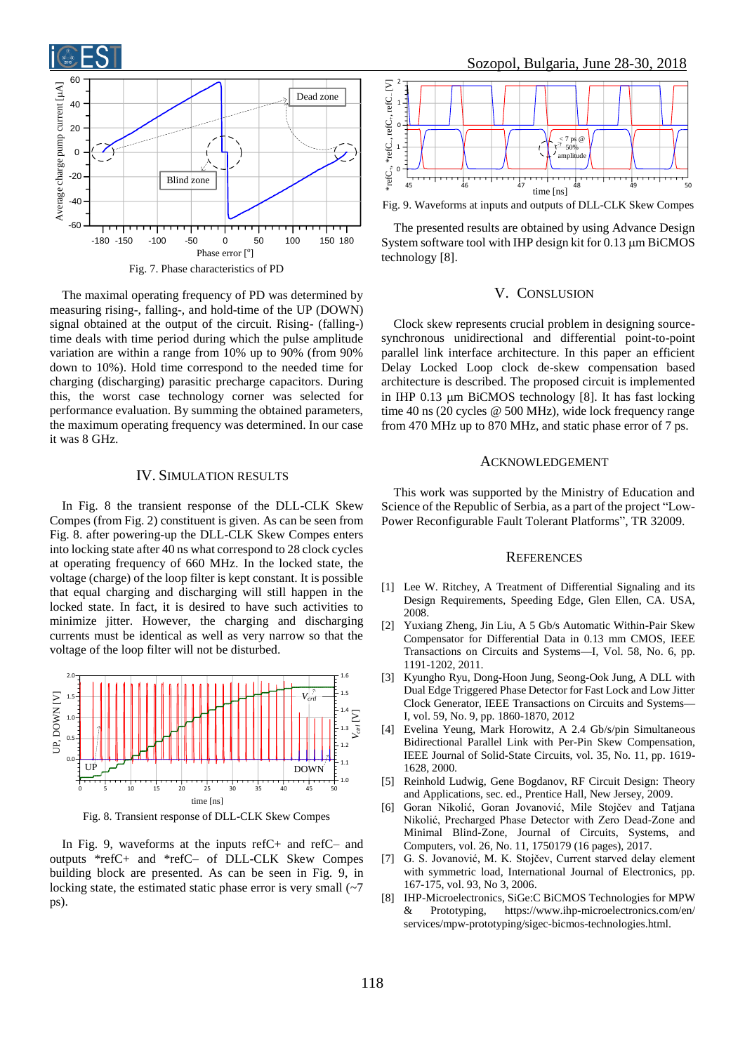Average charge pump current [µA]
60
40
20
0
-20
-40
-60
-180 -150 -100 -50 0 50 100 150 180
Phase error [°]
Dead zone
Blind zone

Fig. 7. Phase characteristics of PD

The maximal operating frequency of PD was determined by measuring rising-, falling-, and hold-time of the UP (DOWN) signal obtained at the output of the circuit. Rising- (falling-) time deals with time period during which the pulse amplitude variation are within a range from 10% up to 90% (from 90% down to 10%). Hold time correspond to the needed time for charging (discharging) parasitic precharge capacitors. During this, the worst case technology corner was selected for performance evaluation. By summing the obtained parameters, the maximum operating frequency was determined. In our case it was 8 GHz.

## IV. Simulation Results

In Fig. 8 the transient response of the DLL-CLK Skew Compes (from Fig. 2) constituent is given. As can be seen from Fig. 8. after powering-up the DLL-CLK Skew Compes enters into locking state after 40 ns what correspond to 28 clock cycles at operating frequency of 660 MHz. In the locked state, the voltage (charge) of the loop filter is kept constant. It is possible that equal charging and discharging will still happen in the locked state. In fact, it is desired to have such activities to minimize jitter. However, the charging and discharging currents must be identical as well as very narrow so that the voltage of the loop filter will not be disturbed.

UP, DOWN [V]
2.0
1.5
1.0
0.5
0.0
0 5 10 15 20 25 30 35 40 45 50
time [ns]
$V_{crtl}$
$V_{crtl}$ [V]
1.6
1.5
1.4
1.3
1.2
1.1
1.0
UP
DOWN

Fig. 8. Transient response of DLL-CLK Skew Compes

In Fig. 9, waveforms at the inputs refC+ and refC– and outputs *refC+ and *refC– of DLL-CLK Skew Compes building block are presented. As can be seen in Fig. 9, in locking state, the estimated static phase error is very small (~7 ps).

*refC₊, *refC₋, refC₊, refC₋ [V]
2
1
0
1
0
45 46 47 48 49 50
time [ns]
< 7 ps @ 50% amplitude

Fig. 9. Waveforms at inputs and outputs of DLL-CLK Skew Compes

The presented results are obtained by using Advance Design System software tool with IHP design kit for 0.13 µm BiCMOS technology [8].

## V. Consluson

Clock skew represents crucial problem in designing source-synchronous unidirectional and differential point-to-point parallel link interface architecture. In this paper an efficient Delay Locked Loop clock de-skew compensation based architecture is described. The proposed circuit is implemented in IHP 0.13 µm BiCMOS technology [8]. It has fast locking time 40 ns (20 cycles @ 500 MHz), wide lock frequency range from 470 MHz up to 870 MHz, and static phase error of 7 ps.

## Acknowledgement

This work was supported by the Ministry of Education and Science of the Republic of Serbia, as a part of the project "Low-Power Reconfigurable Fault Tolerant Platforms", TR 32009.

## References

[1] Lee W. Ritchey, A Treatment of Differential Signaling and its Design Requirements, Speeding Edge, Glen Ellen, CA. USA, 2008.

[2] Yuxiang Zheng, Jin Liu, A 5 Gb/s Automatic Within-Pair Skew Compensator for Differential Data in 0.13 mm CMOS, IEEE Transactions on Circuits and Systems—I, Vol. 58, No. 6, pp. 1191-1202, 2011.

[3] Kyungho Ryu, Dong-Hoon Jung, Seong-Ook Jung, A DLL with Dual Edge Triggered Phase Detector for Fast Lock and Low Jitter Clock Generator, IEEE Transactions on Circuits and Systems—I, vol. 59, No. 9, pp. 1860-1870, 2012

[4] Evelina Yeung, Mark Horowitz, A 2.4 Gb/s/pin Simultaneous Bidirectional Parallel Link with Per-Pin Skew Compensation, IEEE Journal of Solid-State Circuits, vol. 35, No. 11, pp. 1619-1628, 2000.

[5] Reinhold Ludwig, Gene Bogdanov, RF Circuit Design: Theory and Applications, sec. ed., Prentice Hall, New Jersey, 2009.

[6] Goran Nikolić, Goran Jovanović, Mile Stojčev and Tatjana Nikolić, Precharged Phase Detector with Zero Dead-Zone and Minimal Blind-Zone, Journal of Circuits, Systems, and Computers, vol. 26, No. 11, 1750179 (16 pages), 2017.

[7] G. S. Jovanović, M. K. Stojčev, Current starved delay element with symmetric load, International Journal of Electronics, pp. 167-175, vol. 93, No 3, 2006.

[8] IHP-Microelectronics, SiGe:C BiCMOS Technologies for MPW & Prototyping, https://www.ihp-microelectronics.com/en/services/mpw-prototyping/sigec-bicmos-technologies.html.